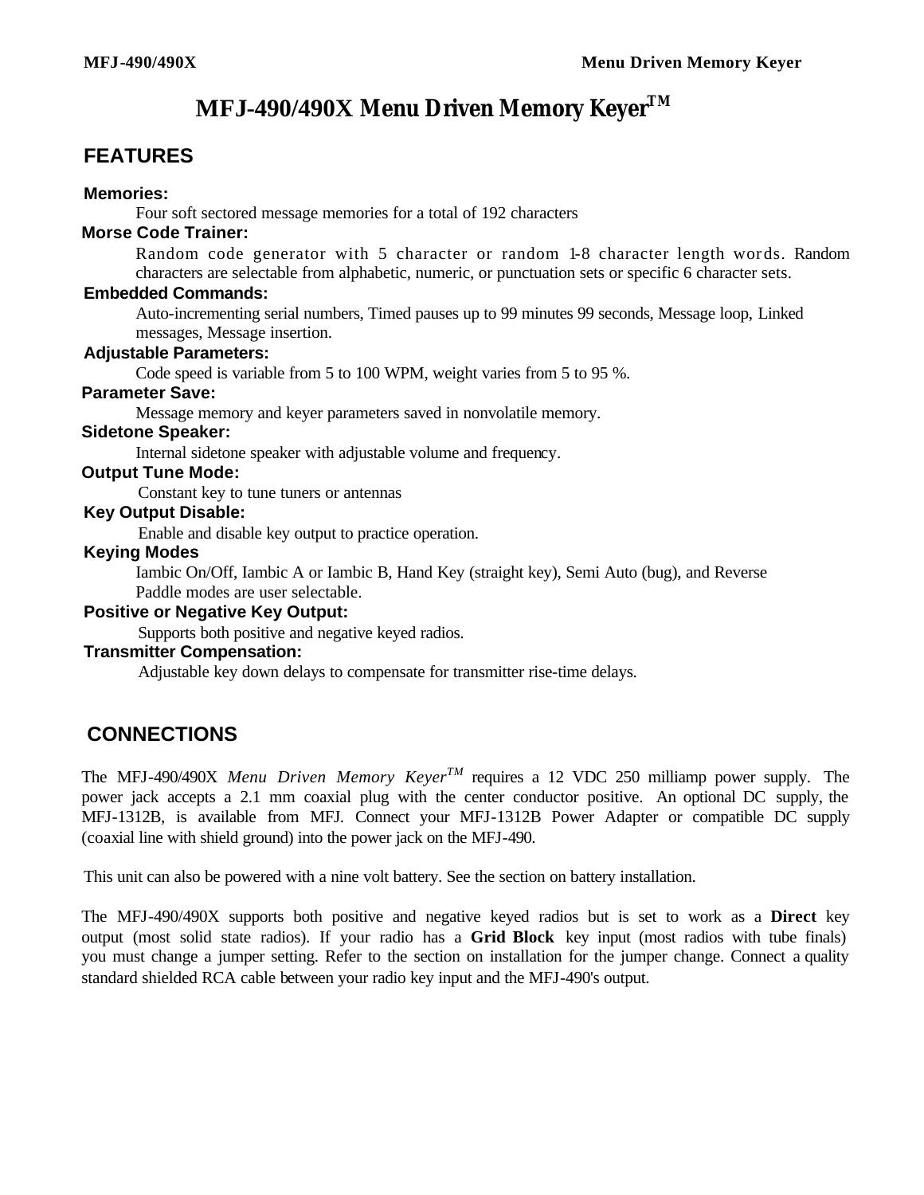# MFJ-490/490X Menu Driven Memory Keyer™

## FEATURES

**Memories:**

Four soft sectored message memories for a total of 192 characters

**Morse Code Trainer:**

Random code generator with 5 character or random 1-8 character length words. Random characters are selectable from alphabetic, numeric, or punctuation sets or specific 6 character sets.

**Embedded Commands:**

Auto-incrementing serial numbers, Timed pauses up to 99 minutes 99 seconds, Message loop, Linked messages, Message insertion.

**Adjustable Parameters:**

Code speed is variable from 5 to 100 WPM, weight varies from 5 to 95 %.

**Parameter Save:**

Message memory and keyer parameters saved in nonvolatile memory.

**Sidetone Speaker:**

Internal sidetone speaker with adjustable volume and frequency.

**Output Tune Mode:**

Constant key to tune tuners or antennas

**Key Output Disable:**

Enable and disable key output to practice operation.

**Keying Modes**

Iambic On/Off, Iambic A or Iambic B, Hand Key (straight key), Semi Auto (bug), and Reverse Paddle modes are user selectable.

**Positive or Negative Key Output:**

Supports both positive and negative keyed radios.

**Transmitter Compensation:**

Adjustable key down delays to compensate for transmitter rise-time delays.

## CONNECTIONS

The MFJ-490/490X *Menu Driven Memory Keyer™* requires a 12 VDC 250 milliamp power supply. The power jack accepts a 2.1 mm coaxial plug with the center conductor positive. An optional DC supply, the MFJ-1312B, is available from MFJ. Connect your MFJ-1312B Power Adapter or compatible DC supply (coaxial line with shield ground) into the power jack on the MFJ-490.

This unit can also be powered with a nine volt battery. See the section on battery installation.

The MFJ-490/490X supports both positive and negative keyed radios but is set to work as a **Direct** key output (most solid state radios). If your radio has a **Grid Block** key input (most radios with tube finals) you must change a jumper setting. Refer to the section on installation for the jumper change. Connect a quality standard shielded RCA cable between your radio key input and the MFJ-490's output.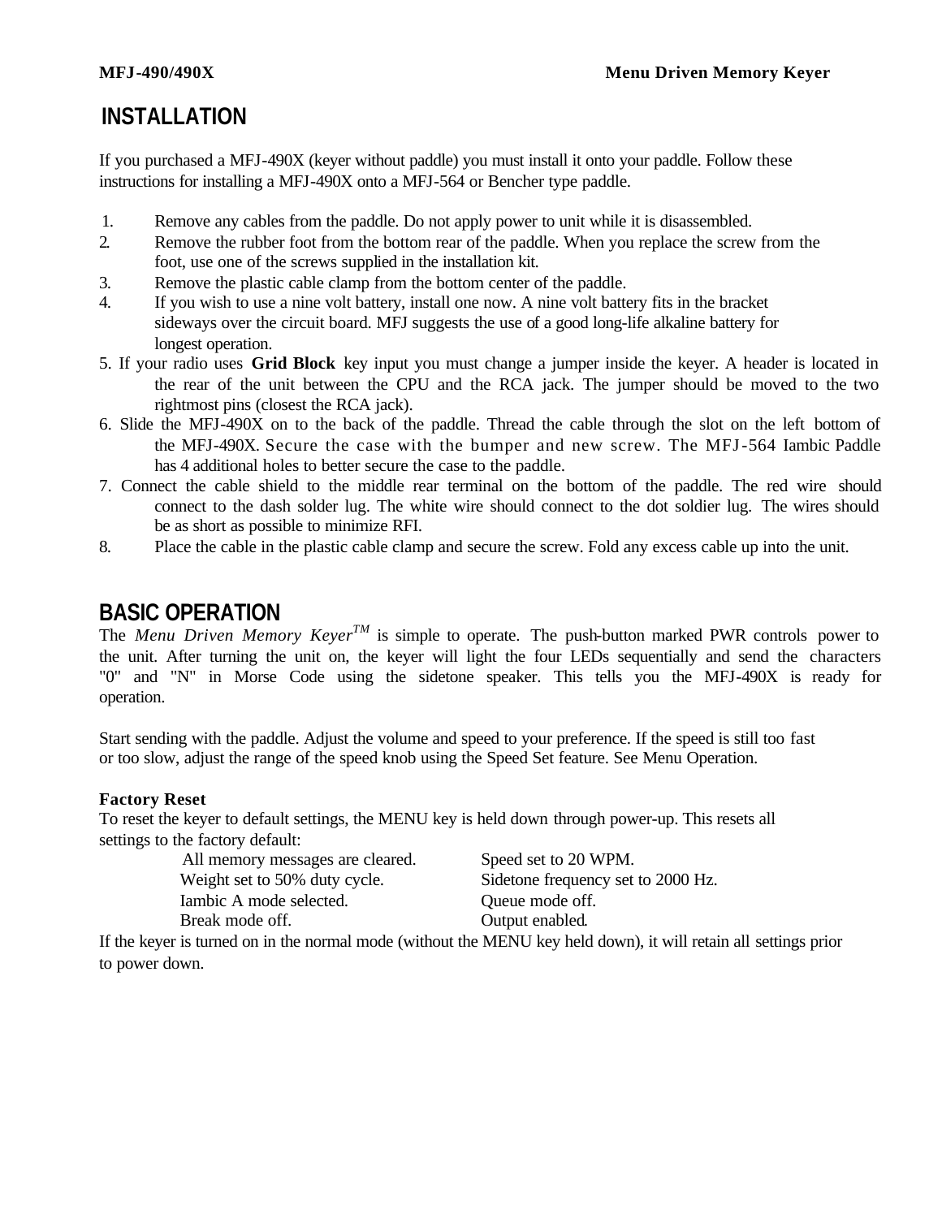## INSTALLATION

If you purchased a MFJ-490X (keyer without paddle) you must install it onto your paddle. Follow these instructions for installing a MFJ-490X onto a MFJ-564 or Bencher type paddle.

1. Remove any cables from the paddle. Do not apply power to unit while it is disassembled.
2. Remove the rubber foot from the bottom rear of the paddle. When you replace the screw from the foot, use one of the screws supplied in the installation kit.
3. Remove the plastic cable clamp from the bottom center of the paddle.
4. If you wish to use a nine volt battery, install one now. A nine volt battery fits in the bracket sideways over the circuit board. MFJ suggests the use of a good long-life alkaline battery for longest operation.
5. If your radio uses **Grid Block** key input you must change a jumper inside the keyer. A header is located in the rear of the unit between the CPU and the RCA jack. The jumper should be moved to the two rightmost pins (closest the RCA jack).
6. Slide the MFJ-490X on to the back of the paddle. Thread the cable through the slot on the left bottom of the MFJ-490X. Secure the case with the bumper and new screw. The MFJ-564 Iambic Paddle has 4 additional holes to better secure the case to the paddle.
7. Connect the cable shield to the middle rear terminal on the bottom of the paddle. The red wire should connect to the dash solder lug. The white wire should connect to the dot soldier lug. The wires should be as short as possible to minimize RFI.
8. Place the cable in the plastic cable clamp and secure the screw. Fold any excess cable up into the unit.

## BASIC OPERATION

The *Menu Driven Memory Keyer*™ is simple to operate. The push-button marked PWR controls power to the unit. After turning the unit on, the keyer will light the four LEDs sequentially and send the characters "0" and "N" in Morse Code using the sidetone speaker. This tells you the MFJ-490X is ready for operation.

Start sending with the paddle. Adjust the volume and speed to your preference. If the speed is still too fast or too slow, adjust the range of the speed knob using the Speed Set feature. See Menu Operation.

**Factory Reset**

To reset the keyer to default settings, the MENU key is held down through power-up. This resets all settings to the factory default:

| | |
|---|---|
| All memory messages are cleared. | Speed set to 20 WPM. |
| Weight set to 50% duty cycle. | Sidetone frequency set to 2000 Hz. |
| Iambic A mode selected. | Queue mode off. |
| Break mode off. | Output enabled. |

If the keyer is turned on in the normal mode (without the MENU key held down), it will retain all settings prior to power down.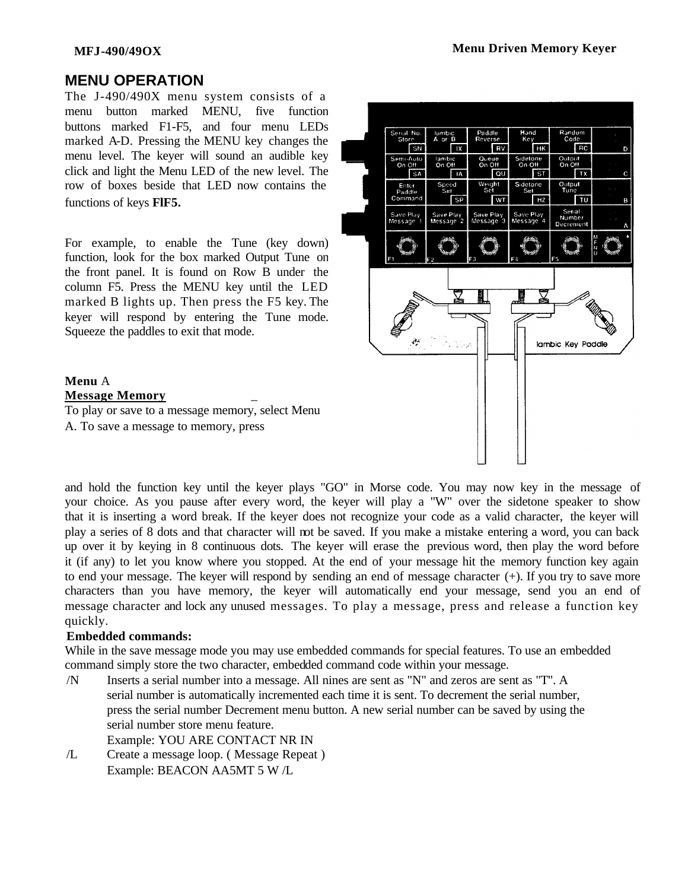## MENU OPERATION

The J-490/490X menu system consists of a menu button marked MENU, five function buttons marked F1-F5, and four menu LEDs marked A-D. Pressing the MENU key changes the menu level. The keyer will sound an audible key click and light the Menu LED of the new level. The row of boxes beside that LED now contains the functions of keys **FlF5.**

For example, to enable the Tune (key down) function, look for the box marked Output Tune on the front panel. It is found on Row B under the column F5. Press the MENU key until the LED marked B lights up. Then press the F5 key. The keyer will respond by entering the Tune mode. Squeeze the paddles to exit that mode.

| F1 | F2 | F3 | F4 | F5 | |
|---|---|---|---|---|---|
| Serial No. Store SN | Iambic A or B IX | Paddle Reverse RV | Hand Key HK | Random Code RC | D |
| Semi-Auto On Off SA | Iambic On Off IA | Queue On Off QU | Sidetone On Off ST | Output On Off TX | C |
| Enter Paddle Command | Speed Set SP | Weight Set WT | Sidetone Set HZ | Output Tune TU | B |
| Save Play Message 1 | Save Play Message 2 | Save Play Message 3 | Save Play Message 4 | Serial Number Decrement | A |

**Menu** A

**Message Memory**

To play or save to a message memory, select Menu A. To save a message to memory, press and hold the function key until the keyer plays "GO" in Morse code. You may now key in the message of your choice. As you pause after every word, the keyer will play a "W" over the sidetone speaker to show that it is inserting a word break. If the keyer does not recognize your code as a valid character, the keyer will play a series of 8 dots and that character will not be saved. If you make a mistake entering a word, you can back up over it by keying in 8 continuous dots. The keyer will erase the previous word, then play the word before it (if any) to let you know where you stopped. At the end of your message hit the memory function key again to end your message. The keyer will respond by sending an end of message character (+). If you try to save more characters than you have memory, the keyer will automatically end your message, send you an end of message character and lock any unused messages. To play a message, press and release a function key quickly.

**Embedded commands:**

While in the save message mode you may use embedded commands for special features. To use an embedded command simply store the two character, embedded command code within your message.

/N Inserts a serial number into a message. All nines are sent as "N" and zeros are sent as "T". A serial number is automatically incremented each time it is sent. To decrement the serial number, press the serial number Decrement menu button. A new serial number can be saved by using the serial number store menu feature.
Example: YOU ARE CONTACT NR IN

/L Create a message loop. ( Message Repeat )
Example: BEACON AA5MT 5 W /L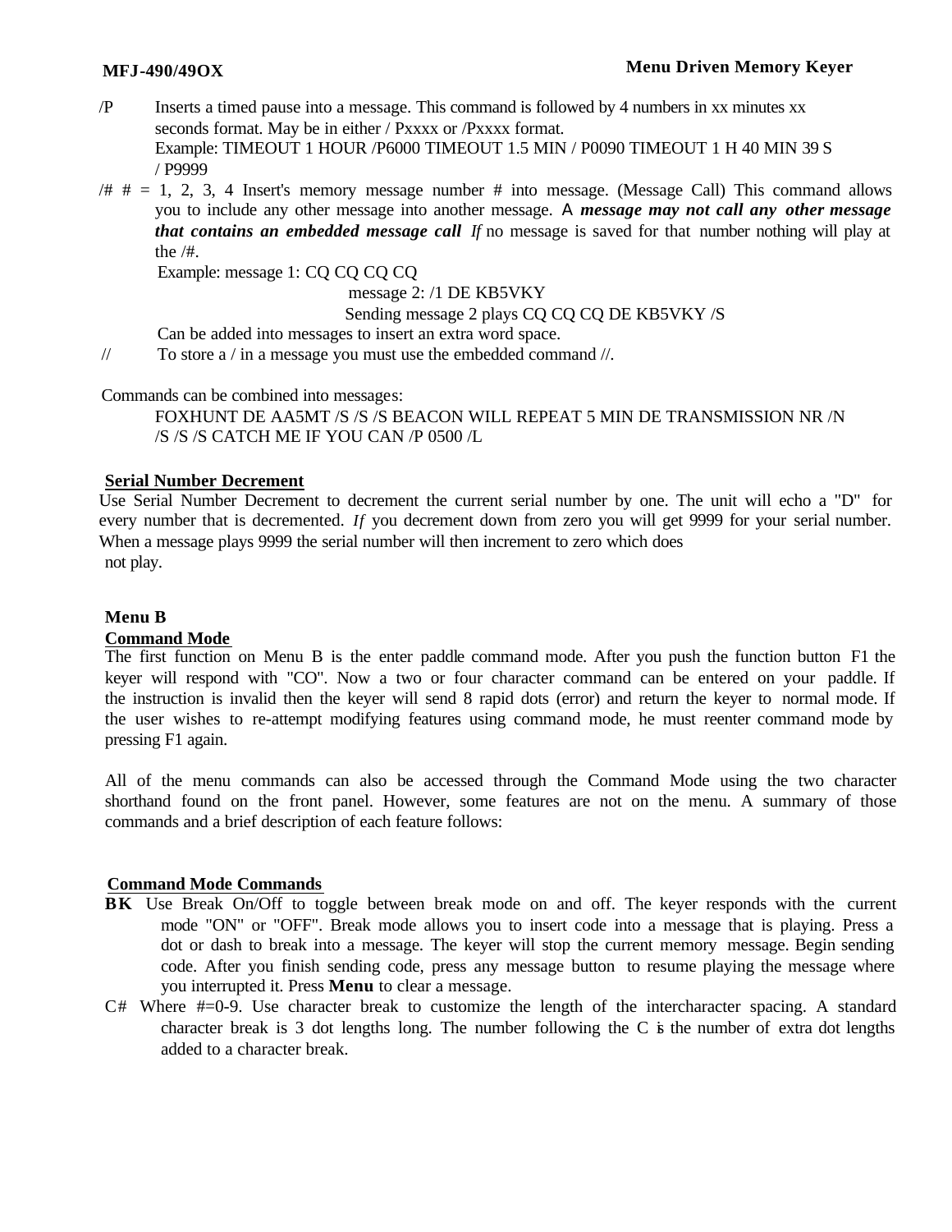/P Inserts a timed pause into a message. This command is followed by 4 numbers in xx minutes xx seconds format. May be in either / Pxxxx or /Pxxxx format.
Example: TIMEOUT 1 HOUR /P6000 TIMEOUT 1.5 MIN / P0090 TIMEOUT 1 H 40 MIN 39 S / P9999

/# # = 1, 2, 3, 4 Insert's memory message number # into message. (Message Call) This command allows you to include any other message into another message. A ***message may not call any other message that contains an embedded message call*** *If* no message is saved for that number nothing will play at the /#.
Example: message 1: CQ CQ CQ CQ
message 2: /1 DE KB5VKY
Sending message 2 plays CQ CQ CQ DE KB5VKY /S
Can be added into messages to insert an extra word space.

// To store a / in a message you must use the embedded command //.

Commands can be combined into messages:
FOXHUNT DE AA5MT /S /S /S BEACON WILL REPEAT 5 MIN DE TRANSMISSION NR /N /S /S /S CATCH ME IF YOU CAN /P 0500 /L

**Serial Number Decrement**

Use Serial Number Decrement to decrement the current serial number by one. The unit will echo a "D" for every number that is decremented. *If* you decrement down from zero you will get 9999 for your serial number. When a message plays 9999 the serial number will then increment to zero which does not play.

## Menu B

**Command Mode**

The first function on Menu B is the enter paddle command mode. After you push the function button F1 the keyer will respond with "CO". Now a two or four character command can be entered on your paddle. If the instruction is invalid then the keyer will send 8 rapid dots (error) and return the keyer to normal mode. If the user wishes to re-attempt modifying features using command mode, he must reenter command mode by pressing F1 again.

All of the menu commands can also be accessed through the Command Mode using the two character shorthand found on the front panel. However, some features are not on the menu. A summary of those commands and a brief description of each feature follows:

**Command Mode Commands**

**BK** Use Break On/Off to toggle between break mode on and off. The keyer responds with the current mode "ON" or "OFF". Break mode allows you to insert code into a message that is playing. Press a dot or dash to break into a message. The keyer will stop the current memory message. Begin sending code. After you finish sending code, press any message button to resume playing the message where you interrupted it. Press **Menu** to clear a message.

C# Where #=0-9. Use character break to customize the length of the intercharacter spacing. A standard character break is 3 dot lengths long. The number following the C is the number of extra dot lengths added to a character break.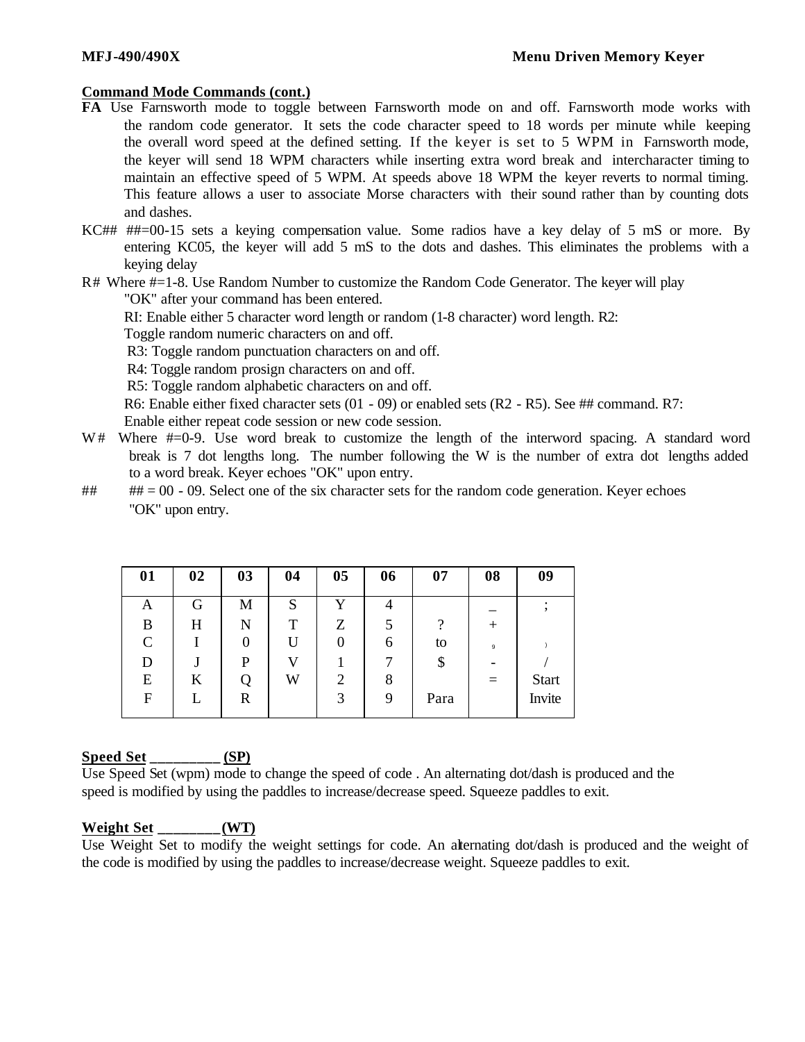**Command Mode Commands (cont.)**

**FA** Use Farnsworth mode to toggle between Farnsworth mode on and off. Farnsworth mode works with the random code generator. It sets the code character speed to 18 words per minute while keeping the overall word speed at the defined setting. If the keyer is set to 5 WPM in Farnsworth mode, the keyer will send 18 WPM characters while inserting extra word break and intercharacter timing to maintain an effective speed of 5 WPM. At speeds above 18 WPM the keyer reverts to normal timing. This feature allows a user to associate Morse characters with their sound rather than by counting dots and dashes.

KC## ##=00-15 sets a keying compensation value. Some radios have a key delay of 5 mS or more. By entering KC05, the keyer will add 5 mS to the dots and dashes. This eliminates the problems with a keying delay

R# Where #=1-8. Use Random Number to customize the Random Code Generator. The keyer will play "OK" after your command has been entered.

RI: Enable either 5 character word length or random (1-8 character) word length. R2: Toggle random numeric characters on and off.

R3: Toggle random punctuation characters on and off.

R4: Toggle random prosign characters on and off.

R5: Toggle random alphabetic characters on and off.

R6: Enable either fixed character sets (01 - 09) or enabled sets (R2 - R5). See ## command. R7: Enable either repeat code session or new code session.

W# Where #=0-9. Use word break to customize the length of the interword spacing. A standard word break is 7 dot lengths long. The number following the W is the number of extra dot lengths added to a word break. Keyer echoes "OK" upon entry.

## ## = 00 - 09. Select one of the six character sets for the random code generation. Keyer echoes "OK" upon entry.

| 01 | 02 | 03 | 04 | 05 | 06 | 07 | 08 | 09 |
|---|---|---|---|---|---|---|---|---|
| A | G | M | S | Y | 4 | | _ | ; |
| B | H | N | T | Z | 5 | ? | + | |
| C | I | 0 | U | 0 | 6 | to | , | ) |
| D | J | P | V | 1 | 7 | $ | - | / |
| E | K | Q | W | 2 | 8 | | = | Start |
| F | L | R | | 3 | 9 | Para | | Invite |

**Speed Set _________ (SP)**

Use Speed Set (wpm) mode to change the speed of code . An alternating dot/dash is produced and the speed is modified by using the paddles to increase/decrease speed. Squeeze paddles to exit.

**Weight Set ________ (WT)**

Use Weight Set to modify the weight settings for code. An alternating dot/dash is produced and the weight of the code is modified by using the paddles to increase/decrease weight. Squeeze paddles to exit.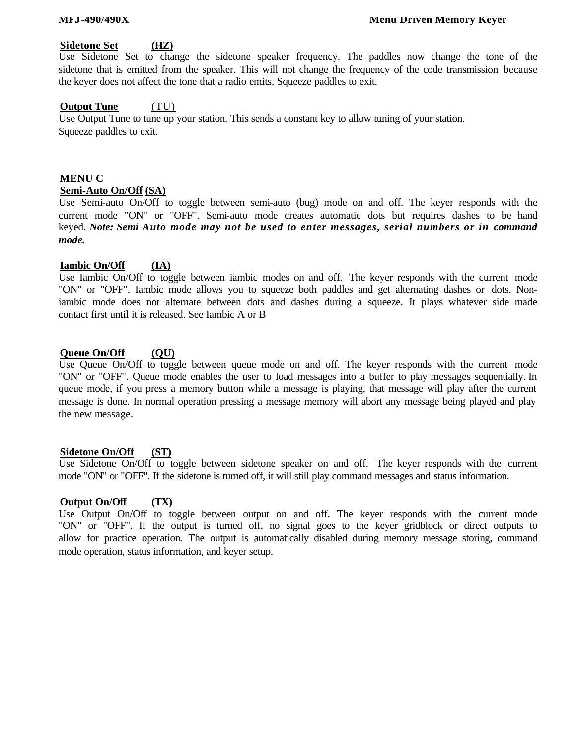**Sidetone Set (HZ)**

Use Sidetone Set to change the sidetone speaker frequency. The paddles now change the tone of the sidetone that is emitted from the speaker. This will not change the frequency of the code transmission because the keyer does not affect the tone that a radio emits. Squeeze paddles to exit.

**Output Tune (TU)**

Use Output Tune to tune up your station. This sends a constant key to allow tuning of your station.
Squeeze paddles to exit.

## MENU C

**Semi-Auto On/Off (SA)**

Use Semi-auto On/Off to toggle between semi-auto (bug) mode on and off. The keyer responds with the current mode "ON" or "OFF". Semi-auto mode creates automatic dots but requires dashes to be hand keyed. ***Note: Semi Auto mode may not be used to enter messages, serial numbers or in command mode.***

**Iambic On/Off (IA)**

Use Iambic On/Off to toggle between iambic modes on and off. The keyer responds with the current mode "ON" or "OFF". Iambic mode allows you to squeeze both paddles and get alternating dashes or dots. Non-iambic mode does not alternate between dots and dashes during a squeeze. It plays whatever side made contact first until it is released. See Iambic A or B

**Queue On/Off (QU)**

Use Queue On/Off to toggle between queue mode on and off. The keyer responds with the current mode "ON" or "OFF". Queue mode enables the user to load messages into a buffer to play messages sequentially. In queue mode, if you press a memory button while a message is playing, that message will play after the current message is done. In normal operation pressing a message memory will abort any message being played and play the new message.

**Sidetone On/Off (ST)**

Use Sidetone On/Off to toggle between sidetone speaker on and off. The keyer responds with the current mode "ON" or "OFF". If the sidetone is turned off, it will still play command messages and status information.

**Output On/Off (TX)**

Use Output On/Off to toggle between output on and off. The keyer responds with the current mode "ON" or "OFF". If the output is turned off, no signal goes to the keyer gridblock or direct outputs to allow for practice operation. The output is automatically disabled during memory message storing, command mode operation, status information, and keyer setup.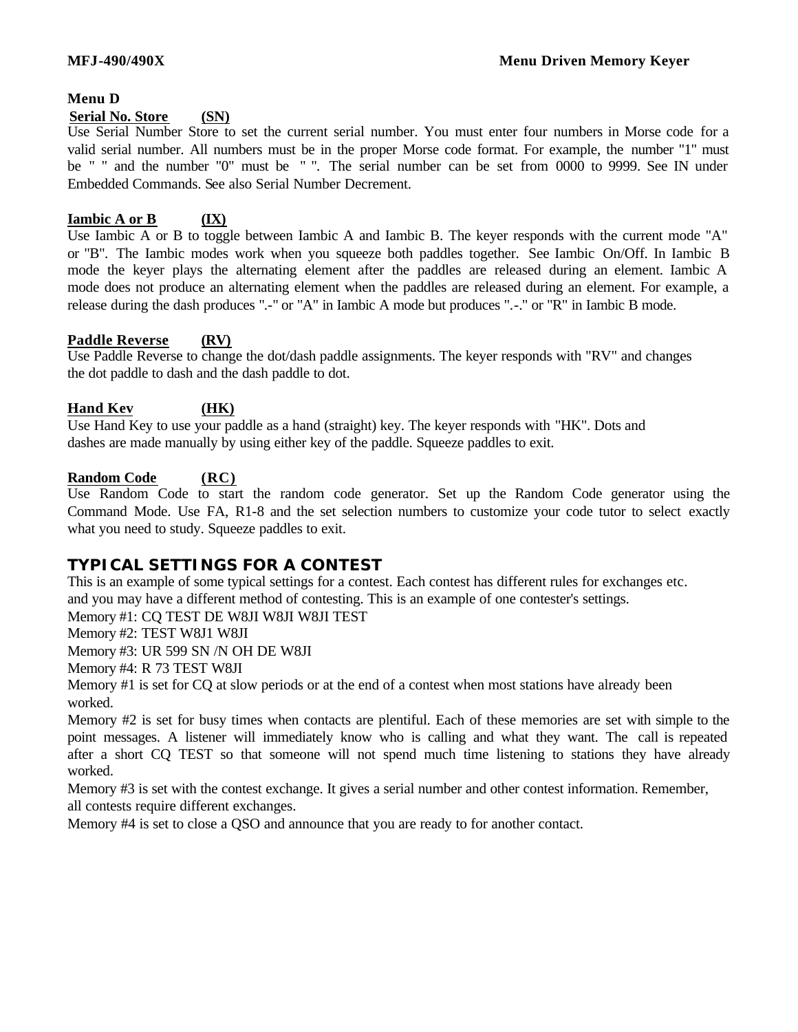## Menu D

**Serial No. Store (SN)**

Use Serial Number Store to set the current serial number. You must enter four numbers in Morse code for a valid serial number. All numbers must be in the proper Morse code format. For example, the number "1" must be " " and the number "0" must be " ". The serial number can be set from 0000 to 9999. See IN under Embedded Commands. See also Serial Number Decrement.

**Iambic A or B (IX)**

Use Iambic A or B to toggle between Iambic A and Iambic B. The keyer responds with the current mode "A" or "B". The Iambic modes work when you squeeze both paddles together. See Iambic On/Off. In Iambic B mode the keyer plays the alternating element after the paddles are released during an element. Iambic A mode does not produce an alternating element when the paddles are released during an element. For example, a release during the dash produces ".-" or "A" in Iambic A mode but produces ".-." or "R" in Iambic B mode.

**Paddle Reverse (RV)**

Use Paddle Reverse to change the dot/dash paddle assignments. The keyer responds with "RV" and changes the dot paddle to dash and the dash paddle to dot.

**Hand Key (HK)**

Use Hand Key to use your paddle as a hand (straight) key. The keyer responds with "HK". Dots and dashes are made manually by using either key of the paddle. Squeeze paddles to exit.

**Random Code (RC)**

Use Random Code to start the random code generator. Set up the Random Code generator using the Command Mode. Use FA, R1-8 and the set selection numbers to customize your code tutor to select exactly what you need to study. Squeeze paddles to exit.

## TYPICAL SETTINGS FOR A CONTEST

This is an example of some typical settings for a contest. Each contest has different rules for exchanges etc. and you may have a different method of contesting. This is an example of one contester's settings.

Memory #1: CQ TEST DE W8JI W8JI W8JI TEST

Memory #2: TEST W8J1 W8JI

Memory #3: UR 599 SN /N OH DE W8JI

Memory #4: R 73 TEST W8JI

Memory #1 is set for CQ at slow periods or at the end of a contest when most stations have already been worked.

Memory #2 is set for busy times when contacts are plentiful. Each of these memories are set with simple to the point messages. A listener will immediately know who is calling and what they want. The call is repeated after a short CQ TEST so that someone will not spend much time listening to stations they have already worked.

Memory #3 is set with the contest exchange. It gives a serial number and other contest information. Remember, all contests require different exchanges.

Memory #4 is set to close a QSO and announce that you are ready to for another contact.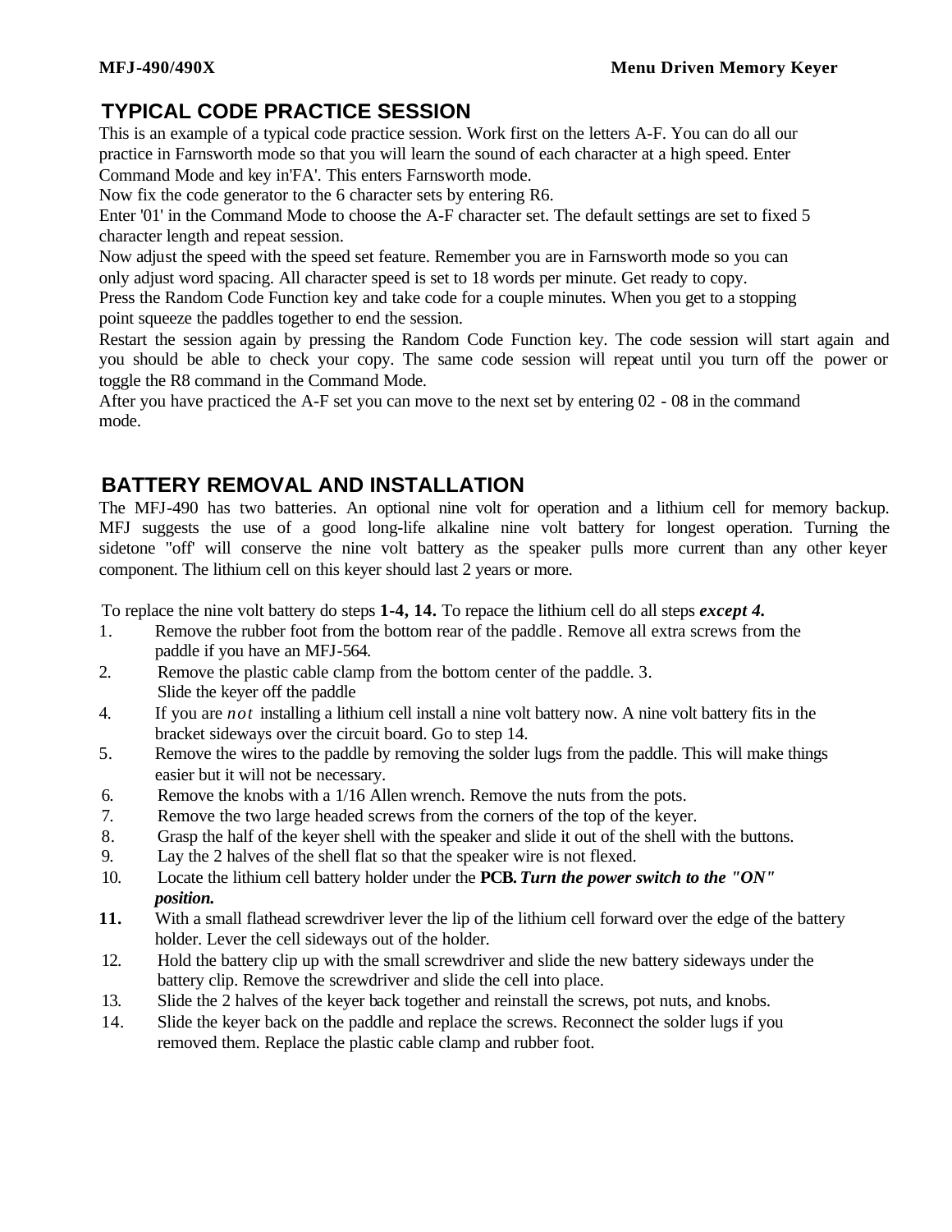## TYPICAL CODE PRACTICE SESSION

This is an example of a typical code practice session. Work first on the letters A-F. You can do all our practice in Farnsworth mode so that you will learn the sound of each character at a high speed. Enter Command Mode and key in'FA'. This enters Farnsworth mode.

Now fix the code generator to the 6 character sets by entering R6.

Enter '01' in the Command Mode to choose the A-F character set. The default settings are set to fixed 5 character length and repeat session.

Now adjust the speed with the speed set feature. Remember you are in Farnsworth mode so you can only adjust word spacing. All character speed is set to 18 words per minute. Get ready to copy.

Press the Random Code Function key and take code for a couple minutes. When you get to a stopping point squeeze the paddles together to end the session.

Restart the session again by pressing the Random Code Function key. The code session will start again and you should be able to check your copy. The same code session will repeat until you turn off the power or toggle the R8 command in the Command Mode.

After you have practiced the A-F set you can move to the next set by entering 02 - 08 in the command mode.

## BATTERY REMOVAL AND INSTALLATION

The MFJ-490 has two batteries. An optional nine volt for operation and a lithium cell for memory backup. MFJ suggests the use of a good long-life alkaline nine volt battery for longest operation. Turning the sidetone "off' will conserve the nine volt battery as the speaker pulls more current than any other keyer component. The lithium cell on this keyer should last 2 years or more.

To replace the nine volt battery do steps **1-4, 14.** To repace the lithium cell do all steps ***except 4.***

1. Remove the rubber foot from the bottom rear of the paddle. Remove all extra screws from the paddle if you have an MFJ-564.
2. Remove the plastic cable clamp from the bottom center of the paddle. 3. Slide the keyer off the paddle
4. If you are *not* installing a lithium cell install a nine volt battery now. A nine volt battery fits in the bracket sideways over the circuit board. Go to step 14.
5. Remove the wires to the paddle by removing the solder lugs from the paddle. This will make things easier but it will not be necessary.
6. Remove the knobs with a 1/16 Allen wrench. Remove the nuts from the pots.
7. Remove the two large headed screws from the corners of the top of the keyer.
8. Grasp the half of the keyer shell with the speaker and slide it out of the shell with the buttons.
9. Lay the 2 halves of the shell flat so that the speaker wire is not flexed.
10. Locate the lithium cell battery holder under the **PCB.** ***Turn the power switch to the "ON" position.***
11. With a small flathead screwdriver lever the lip of the lithium cell forward over the edge of the battery holder. Lever the cell sideways out of the holder.
12. Hold the battery clip up with the small screwdriver and slide the new battery sideways under the battery clip. Remove the screwdriver and slide the cell into place.
13. Slide the 2 halves of the keyer back together and reinstall the screws, pot nuts, and knobs.
14. Slide the keyer back on the paddle and replace the screws. Reconnect the solder lugs if you removed them. Replace the plastic cable clamp and rubber foot.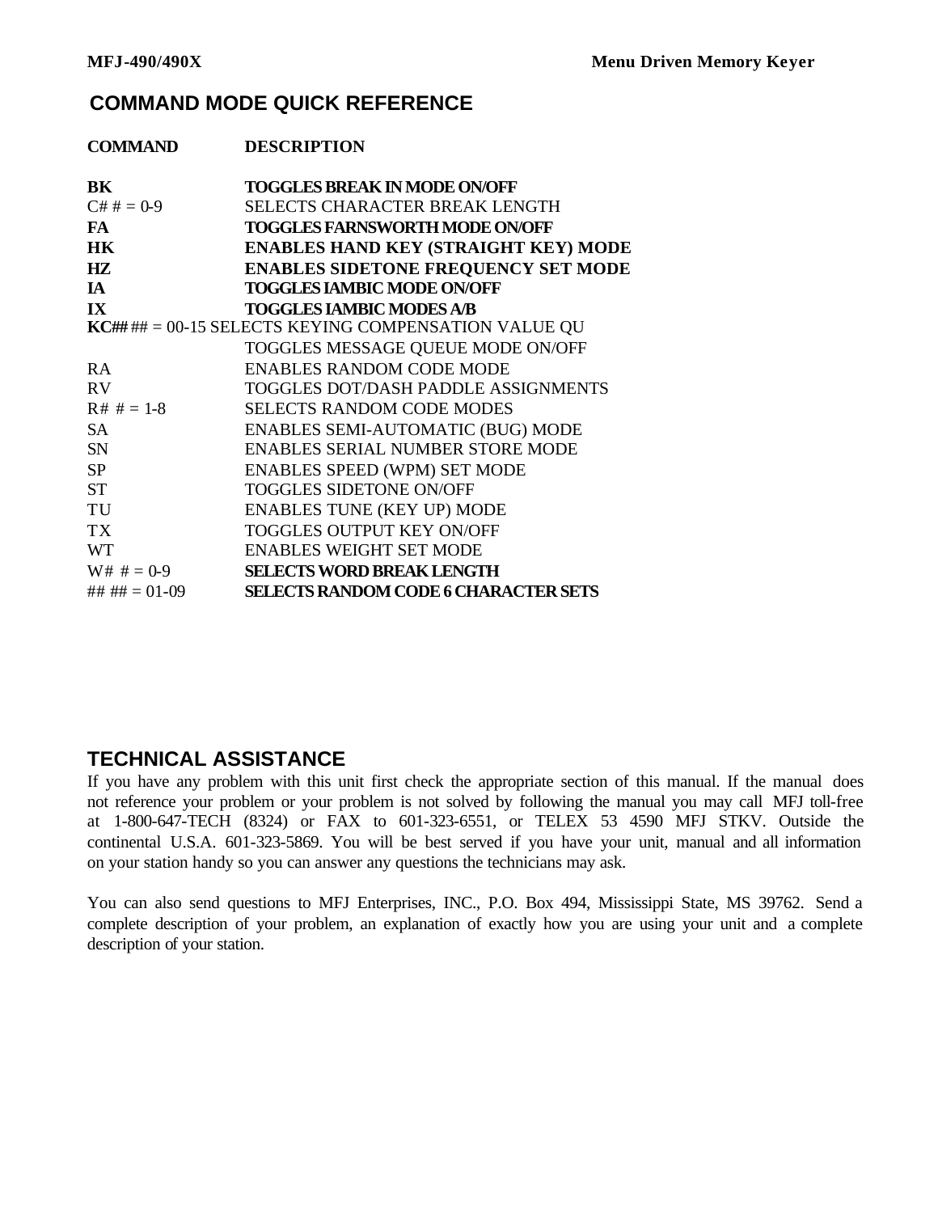## COMMAND MODE QUICK REFERENCE

| COMMAND | DESCRIPTION |
|---|---|
| **BK** | **TOGGLES BREAK IN MODE ON/OFF** |
| C# # = 0-9 | SELECTS CHARACTER BREAK LENGTH |
| **FA** | **TOGGLES FARNSWORTH MODE ON/OFF** |
| **HK** | **ENABLES HAND KEY (STRAIGHT KEY) MODE** |
| **HZ** | **ENABLES SIDETONE FREQUENCY SET MODE** |
| **IA** | **TOGGLES IAMBIC MODE ON/OFF** |
| **IX** | **TOGGLES IAMBIC MODES A/B** |
| **KC##** ## = 00-15 | SELECTS KEYING COMPENSATION VALUE QU |
| | TOGGLES MESSAGE QUEUE MODE ON/OFF |
| RA | ENABLES RANDOM CODE MODE |
| RV | TOGGLES DOT/DASH PADDLE ASSIGNMENTS |
| R# # = 1-8 | SELECTS RANDOM CODE MODES |
| SA | ENABLES SEMI-AUTOMATIC (BUG) MODE |
| SN | ENABLES SERIAL NUMBER STORE MODE |
| SP | ENABLES SPEED (WPM) SET MODE |
| ST | TOGGLES SIDETONE ON/OFF |
| TU | ENABLES TUNE (KEY UP) MODE |
| TX | TOGGLES OUTPUT KEY ON/OFF |
| WT | ENABLES WEIGHT SET MODE |
| W# # = 0-9 | **SELECTS WORD BREAK LENGTH** |
| ## ## = 01-09 | **SELECTS RANDOM CODE 6 CHARACTER SETS** |

## TECHNICAL ASSISTANCE

If you have any problem with this unit first check the appropriate section of this manual. If the manual does not reference your problem or your problem is not solved by following the manual you may call MFJ toll-free at 1-800-647-TECH (8324) or FAX to 601-323-6551, or TELEX 53 4590 MFJ STKV. Outside the continental U.S.A. 601-323-5869. You will be best served if you have your unit, manual and all information on your station handy so you can answer any questions the technicians may ask.

You can also send questions to MFJ Enterprises, INC., P.O. Box 494, Mississippi State, MS 39762. Send a complete description of your problem, an explanation of exactly how you are using your unit and a complete description of your station.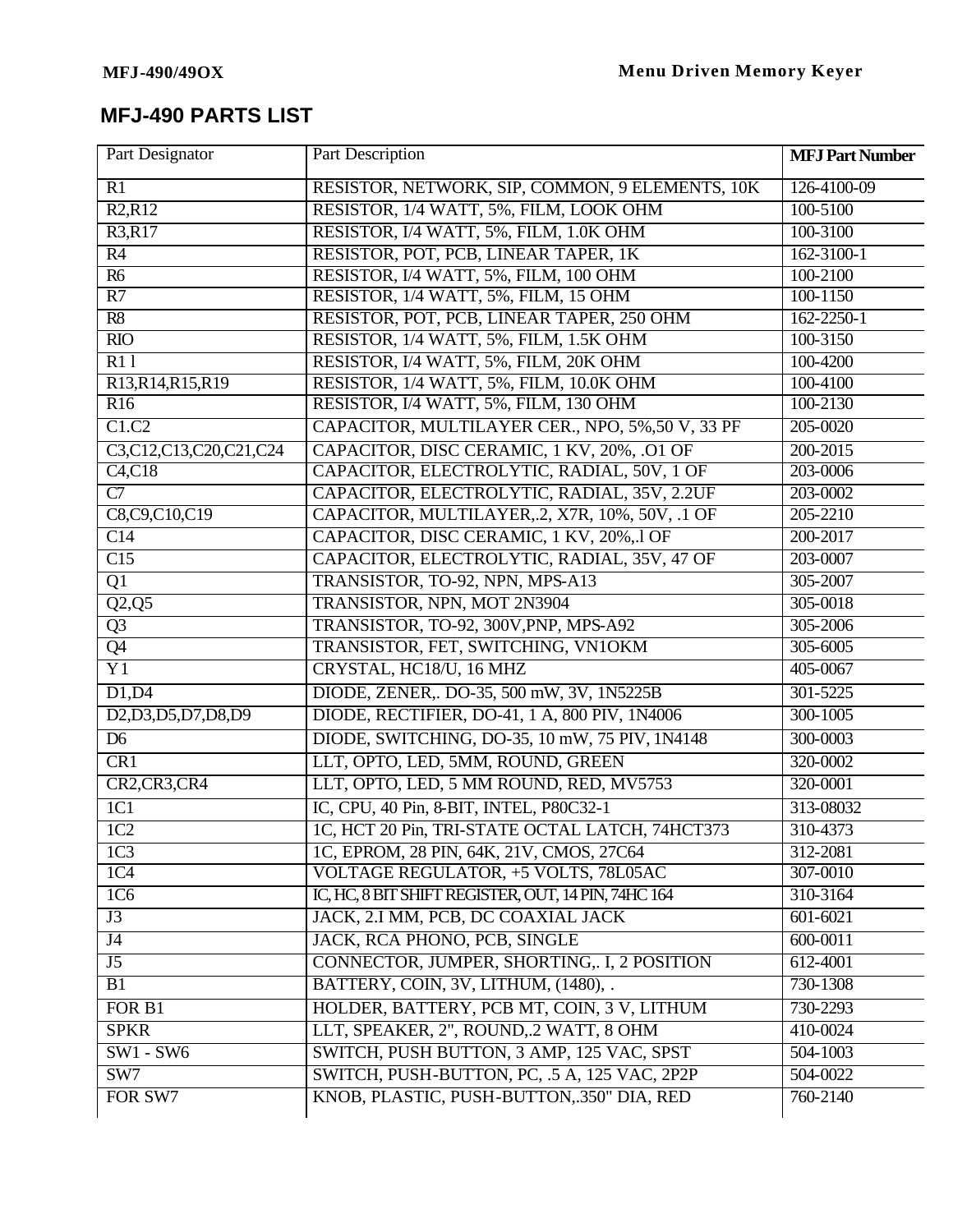## MFJ-490 PARTS LIST

| Part Designator | Part Description | MFJ Part Number |
|---|---|---|
| R1 | RESISTOR, NETWORK, SIP, COMMON, 9 ELEMENTS, 10K | 126-4100-09 |
| R2,R12 | RESISTOR, 1/4 WATT, 5%, FILM, LOOK OHM | 100-5100 |
| R3,R17 | RESISTOR, I/4 WATT, 5%, FILM, 1.0K OHM | 100-3100 |
| R4 | RESISTOR, POT, PCB, LINEAR TAPER, 1K | 162-3100-1 |
| R6 | RESISTOR, I/4 WATT, 5%, FILM, 100 OHM | 100-2100 |
| R7 | RESISTOR, 1/4 WATT, 5%, FILM, 15 OHM | 100-1150 |
| R8 | RESISTOR, POT, PCB, LINEAR TAPER, 250 OHM | 162-2250-1 |
| RIO | RESISTOR, 1/4 WATT, 5%, FILM, 1.5K OHM | 100-3150 |
| R1 l | RESISTOR, I/4 WATT, 5%, FILM, 20K OHM | 100-4200 |
| R13,R14,R15,R19 | RESISTOR, 1/4 WATT, 5%, FILM, 10.0K OHM | 100-4100 |
| R16 | RESISTOR, I/4 WATT, 5%, FILM, 130 OHM | 100-2130 |
| C1.C2 | CAPACITOR, MULTILAYER CER., NPO, 5%,50 V, 33 PF | 205-0020 |
| C3,C12,C13,C20,C21,C24 | CAPACITOR, DISC CERAMIC, 1 KV, 20%, .O1 OF | 200-2015 |
| C4,C18 | CAPACITOR, ELECTROLYTIC, RADIAL, 50V, 1 OF | 203-0006 |
| C7 | CAPACITOR, ELECTROLYTIC, RADIAL, 35V, 2.2UF | 203-0002 |
| C8,C9,C10,C19 | CAPACITOR, MULTILAYER,.2, X7R, 10%, 50V, .1 OF | 205-2210 |
| C14 | CAPACITOR, DISC CERAMIC, 1 KV, 20%,.l OF | 200-2017 |
| C15 | CAPACITOR, ELECTROLYTIC, RADIAL, 35V, 47 OF | 203-0007 |
| Q1 | TRANSISTOR, TO-92, NPN, MPS-A13 | 305-2007 |
| Q2,Q5 | TRANSISTOR, NPN, MOT 2N3904 | 305-0018 |
| Q3 | TRANSISTOR, TO-92, 300V,PNP, MPS-A92 | 305-2006 |
| Q4 | TRANSISTOR, FET, SWITCHING, VN1OKM | 305-6005 |
| Y1 | CRYSTAL, HC18/U, 16 MHZ | 405-0067 |
| D1,D4 | DIODE, ZENER,. DO-35, 500 mW, 3V, 1N5225B | 301-5225 |
| D2,D3,D5,D7,D8,D9 | DIODE, RECTIFIER, DO-41, 1 A, 800 PIV, 1N4006 | 300-1005 |
| D6 | DIODE, SWITCHING, DO-35, 10 mW, 75 PIV, 1N4148 | 300-0003 |
| CR1 | LLT, OPTO, LED, 5MM, ROUND, GREEN | 320-0002 |
| CR2,CR3,CR4 | LLT, OPTO, LED, 5 MM ROUND, RED, MV5753 | 320-0001 |
| 1C1 | IC, CPU, 40 Pin, 8-BIT, INTEL, P80C32-1 | 313-08032 |
| 1C2 | 1C, HCT 20 Pin, TRI-STATE OCTAL LATCH, 74HCT373 | 310-4373 |
| 1C3 | 1C, EPROM, 28 PIN, 64K, 21V, CMOS, 27C64 | 312-2081 |
| 1C4 | VOLTAGE REGULATOR, +5 VOLTS, 78L05AC | 307-0010 |
| 1C6 | IC, HC, 8 BIT SHIFT REGISTER, OUT, 14 PIN, 74HC 164 | 310-3164 |
| J3 | JACK, 2.I MM, PCB, DC COAXIAL JACK | 601-6021 |
| J4 | JACK, RCA PHONO, PCB, SINGLE | 600-0011 |
| J5 | CONNECTOR, JUMPER, SHORTING,. I, 2 POSITION | 612-4001 |
| B1 | BATTERY, COIN, 3V, LITHUM, (1480), . | 730-1308 |
| FOR B1 | HOLDER, BATTERY, PCB MT, COIN, 3 V, LITHUM | 730-2293 |
| SPKR | LLT, SPEAKER, 2", ROUND,.2 WATT, 8 OHM | 410-0024 |
| SW1 - SW6 | SWITCH, PUSH BUTTON, 3 AMP, 125 VAC, SPST | 504-1003 |
| SW7 | SWITCH, PUSH-BUTTON, PC, .5 A, 125 VAC, 2P2P | 504-0022 |
| FOR SW7 | KNOB, PLASTIC, PUSH-BUTTON,.350" DIA, RED | 760-2140 |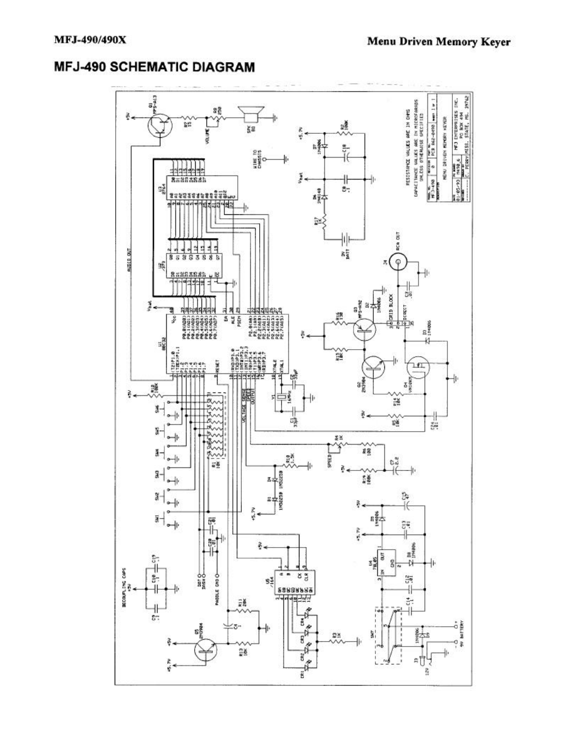## MFJ-490 SCHEMATIC DIAGRAM

RESISTANCE VALUES ARE IN OHMS
CAPACITANCE VALUES ARE IN MICROFARADS
UNLESS OTHERWISE SPECIFIED

MENU DRIVEN MEMORY KEYER

MFJ ENTERPRISES INC.
PO BOX 494
MISS. STATE, MS. 39762

C. PERRY